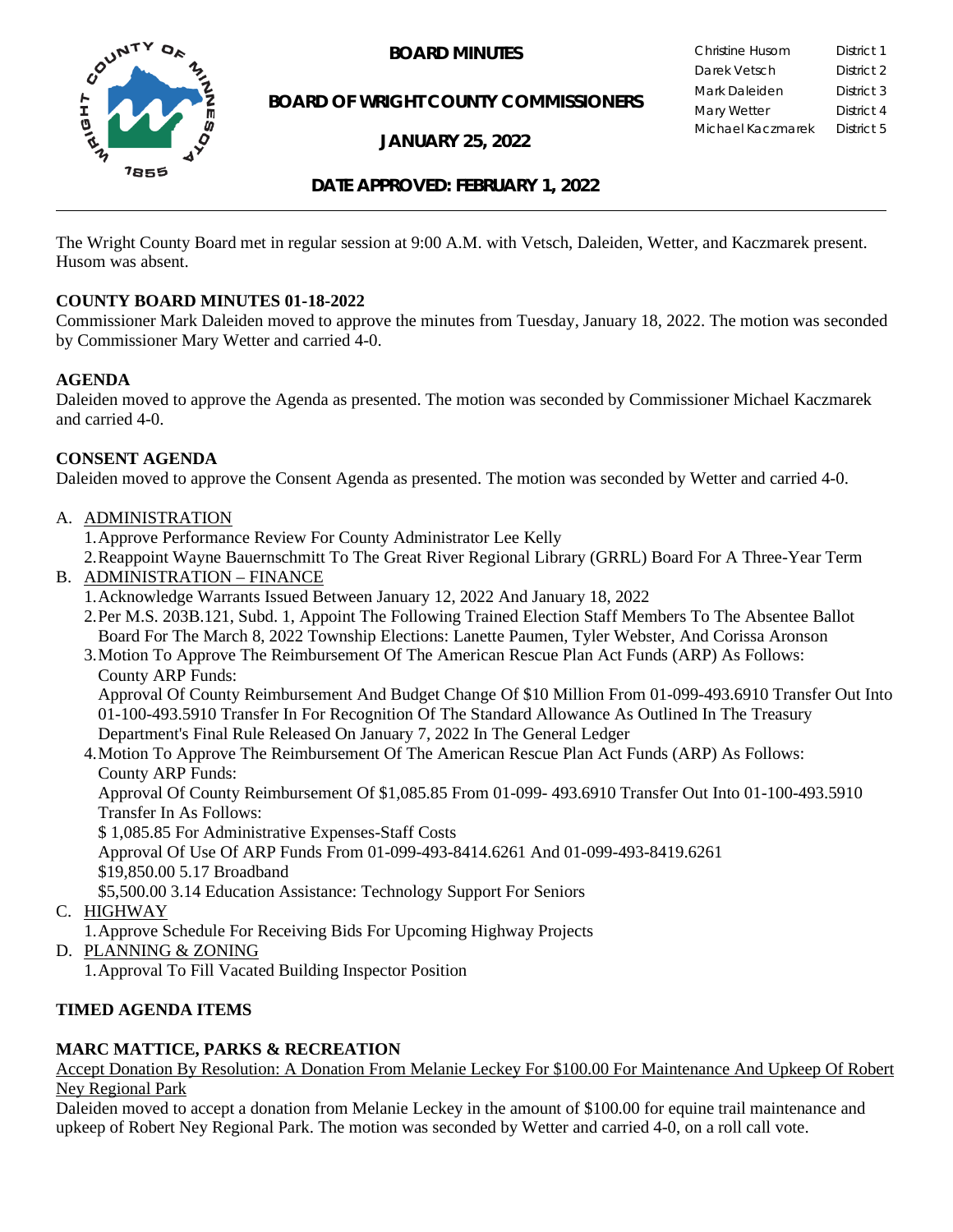# BOARD MINUTES

## BOARD OF WRIGHT COUNTY COMMISSIONERS

## JANUARY 25, 2022

| | |
|---|---|
| Christine Husom | District 1 |
| Darek Vetsch | District 2 |
| Mark Daleiden | District 3 |
| Mary Wetter | District 4 |
| Michael Kaczmarek | District 5 |

## DATE APPROVED: FEBRUARY 1, 2022

The Wright County Board met in regular session at 9:00 A.M. with Vetsch, Daleiden, Wetter, and Kaczmarek present. Husom was absent.

**COUNTY BOARD MINUTES 01-18-2022**

Commissioner Mark Daleiden moved to approve the minutes from Tuesday, January 18, 2022. The motion was seconded by Commissioner Mary Wetter and carried 4-0.

**AGENDA**

Daleiden moved to approve the Agenda as presented. The motion was seconded by Commissioner Michael Kaczmarek and carried 4-0.

**CONSENT AGENDA**

Daleiden moved to approve the Consent Agenda as presented. The motion was seconded by Wetter and carried 4-0.

A. ADMINISTRATION
   1. Approve Performance Review For County Administrator Lee Kelly
   2. Reappoint Wayne Bauernschmitt To The Great River Regional Library (GRRL) Board For A Three-Year Term
B. ADMINISTRATION – FINANCE
   1. Acknowledge Warrants Issued Between January 12, 2022 And January 18, 2022
   2. Per M.S. 203B.121, Subd. 1, Appoint The Following Trained Election Staff Members To The Absentee Ballot Board For The March 8, 2022 Township Elections: Lanette Paumen, Tyler Webster, And Corissa Aronson
   3. Motion To Approve The Reimbursement Of The American Rescue Plan Act Funds (ARP) As Follows:
      County ARP Funds:
      Approval Of County Reimbursement And Budget Change Of $10 Million From 01-099-493.6910 Transfer Out Into 01-100-493.5910 Transfer In For Recognition Of The Standard Allowance As Outlined In The Treasury Department's Final Rule Released On January 7, 2022 In The General Ledger
   4. Motion To Approve The Reimbursement Of The American Rescue Plan Act Funds (ARP) As Follows:
      County ARP Funds:
      Approval Of County Reimbursement Of $1,085.85 From 01-099- 493.6910 Transfer Out Into 01-100-493.5910 Transfer In As Follows:
      $ 1,085.85 For Administrative Expenses-Staff Costs
      Approval Of Use Of ARP Funds From 01-099-493-8414.6261 And 01-099-493-8419.6261
      $19,850.00 5.17 Broadband
      $5,500.00 3.14 Education Assistance: Technology Support For Seniors
C. HIGHWAY
   1. Approve Schedule For Receiving Bids For Upcoming Highway Projects
D. PLANNING & ZONING
   1. Approval To Fill Vacated Building Inspector Position

**TIMED AGENDA ITEMS**

**MARC MATTICE, PARKS & RECREATION**

Accept Donation By Resolution: A Donation From Melanie Leckey For $100.00 For Maintenance And Upkeep Of Robert Ney Regional Park

Daleiden moved to accept a donation from Melanie Leckey in the amount of $100.00 for equine trail maintenance and upkeep of Robert Ney Regional Park. The motion was seconded by Wetter and carried 4-0, on a roll call vote.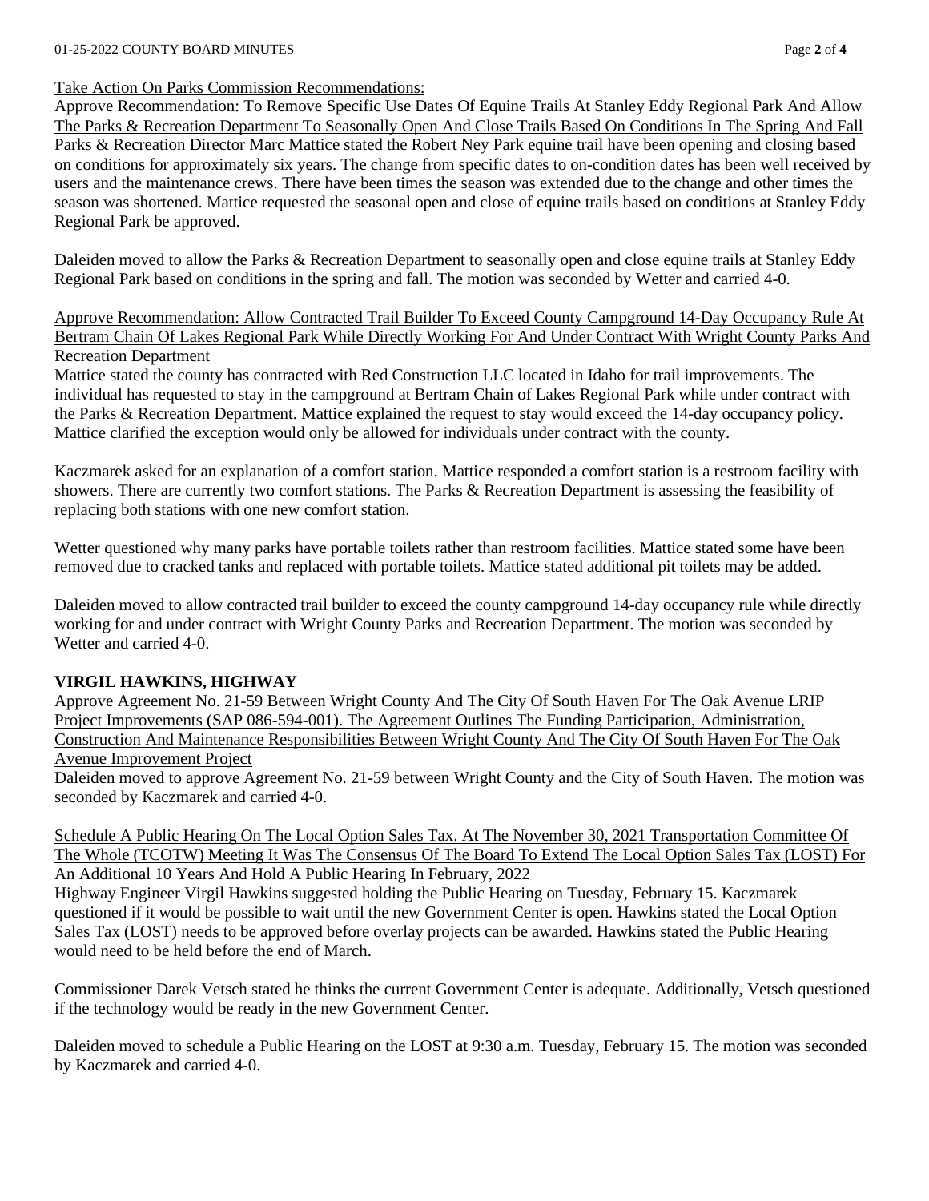Take Action On Parks Commission Recommendations:

Approve Recommendation: To Remove Specific Use Dates Of Equine Trails At Stanley Eddy Regional Park And Allow The Parks & Recreation Department To Seasonally Open And Close Trails Based On Conditions In The Spring And Fall

Parks & Recreation Director Marc Mattice stated the Robert Ney Park equine trail have been opening and closing based on conditions for approximately six years. The change from specific dates to on-condition dates has been well received by users and the maintenance crews. There have been times the season was extended due to the change and other times the season was shortened. Mattice requested the seasonal open and close of equine trails based on conditions at Stanley Eddy Regional Park be approved.

Daleiden moved to allow the Parks & Recreation Department to seasonally open and close equine trails at Stanley Eddy Regional Park based on conditions in the spring and fall. The motion was seconded by Wetter and carried 4-0.

Approve Recommendation: Allow Contracted Trail Builder To Exceed County Campground 14-Day Occupancy Rule At Bertram Chain Of Lakes Regional Park While Directly Working For And Under Contract With Wright County Parks And Recreation Department

Mattice stated the county has contracted with Red Construction LLC located in Idaho for trail improvements. The individual has requested to stay in the campground at Bertram Chain of Lakes Regional Park while under contract with the Parks & Recreation Department. Mattice explained the request to stay would exceed the 14-day occupancy policy. Mattice clarified the exception would only be allowed for individuals under contract with the county.

Kaczmarek asked for an explanation of a comfort station. Mattice responded a comfort station is a restroom facility with showers. There are currently two comfort stations. The Parks & Recreation Department is assessing the feasibility of replacing both stations with one new comfort station.

Wetter questioned why many parks have portable toilets rather than restroom facilities. Mattice stated some have been removed due to cracked tanks and replaced with portable toilets. Mattice stated additional pit toilets may be added.

Daleiden moved to allow contracted trail builder to exceed the county campground 14-day occupancy rule while directly working for and under contract with Wright County Parks and Recreation Department. The motion was seconded by Wetter and carried 4-0.

**VIRGIL HAWKINS, HIGHWAY**

Approve Agreement No. 21-59 Between Wright County And The City Of South Haven For The Oak Avenue LRIP Project Improvements (SAP 086-594-001). The Agreement Outlines The Funding Participation, Administration, Construction And Maintenance Responsibilities Between Wright County And The City Of South Haven For The Oak Avenue Improvement Project

Daleiden moved to approve Agreement No. 21-59 between Wright County and the City of South Haven. The motion was seconded by Kaczmarek and carried 4-0.

Schedule A Public Hearing On The Local Option Sales Tax. At The November 30, 2021 Transportation Committee Of The Whole (TCOTW) Meeting It Was The Consensus Of The Board To Extend The Local Option Sales Tax (LOST) For An Additional 10 Years And Hold A Public Hearing In February, 2022

Highway Engineer Virgil Hawkins suggested holding the Public Hearing on Tuesday, February 15. Kaczmarek questioned if it would be possible to wait until the new Government Center is open. Hawkins stated the Local Option Sales Tax (LOST) needs to be approved before overlay projects can be awarded. Hawkins stated the Public Hearing would need to be held before the end of March.

Commissioner Darek Vetsch stated he thinks the current Government Center is adequate. Additionally, Vetsch questioned if the technology would be ready in the new Government Center.

Daleiden moved to schedule a Public Hearing on the LOST at 9:30 a.m. Tuesday, February 15. The motion was seconded by Kaczmarek and carried 4-0.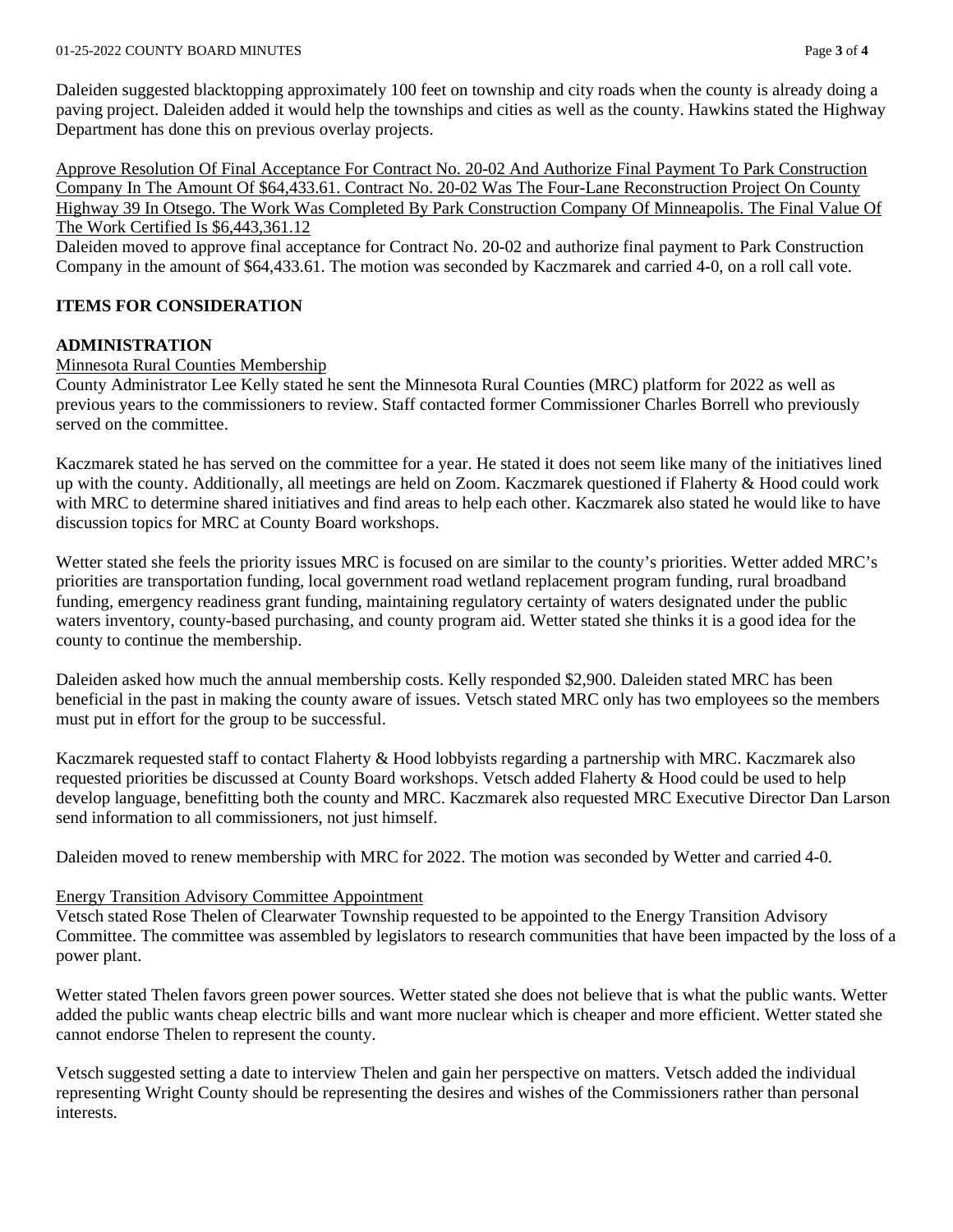Daleiden suggested blacktopping approximately 100 feet on township and city roads when the county is already doing a paving project. Daleiden added it would help the townships and cities as well as the county. Hawkins stated the Highway Department has done this on previous overlay projects.

Approve Resolution Of Final Acceptance For Contract No. 20-02 And Authorize Final Payment To Park Construction Company In The Amount Of $64,433.61. Contract No. 20-02 Was The Four-Lane Reconstruction Project On County Highway 39 In Otsego. The Work Was Completed By Park Construction Company Of Minneapolis. The Final Value Of The Work Certified Is $6,443,361.12

Daleiden moved to approve final acceptance for Contract No. 20-02 and authorize final payment to Park Construction Company in the amount of $64,433.61. The motion was seconded by Kaczmarek and carried 4-0, on a roll call vote.

**ITEMS FOR CONSIDERATION**

**ADMINISTRATION**

Minnesota Rural Counties Membership

County Administrator Lee Kelly stated he sent the Minnesota Rural Counties (MRC) platform for 2022 as well as previous years to the commissioners to review. Staff contacted former Commissioner Charles Borrell who previously served on the committee.

Kaczmarek stated he has served on the committee for a year. He stated it does not seem like many of the initiatives lined up with the county. Additionally, all meetings are held on Zoom. Kaczmarek questioned if Flaherty & Hood could work with MRC to determine shared initiatives and find areas to help each other. Kaczmarek also stated he would like to have discussion topics for MRC at County Board workshops.

Wetter stated she feels the priority issues MRC is focused on are similar to the county's priorities. Wetter added MRC's priorities are transportation funding, local government road wetland replacement program funding, rural broadband funding, emergency readiness grant funding, maintaining regulatory certainty of waters designated under the public waters inventory, county-based purchasing, and county program aid. Wetter stated she thinks it is a good idea for the county to continue the membership.

Daleiden asked how much the annual membership costs. Kelly responded $2,900. Daleiden stated MRC has been beneficial in the past in making the county aware of issues. Vetsch stated MRC only has two employees so the members must put in effort for the group to be successful.

Kaczmarek requested staff to contact Flaherty & Hood lobbyists regarding a partnership with MRC. Kaczmarek also requested priorities be discussed at County Board workshops. Vetsch added Flaherty & Hood could be used to help develop language, benefitting both the county and MRC. Kaczmarek also requested MRC Executive Director Dan Larson send information to all commissioners, not just himself.

Daleiden moved to renew membership with MRC for 2022. The motion was seconded by Wetter and carried 4-0.

Energy Transition Advisory Committee Appointment

Vetsch stated Rose Thelen of Clearwater Township requested to be appointed to the Energy Transition Advisory Committee. The committee was assembled by legislators to research communities that have been impacted by the loss of a power plant.

Wetter stated Thelen favors green power sources. Wetter stated she does not believe that is what the public wants. Wetter added the public wants cheap electric bills and want more nuclear which is cheaper and more efficient. Wetter stated she cannot endorse Thelen to represent the county.

Vetsch suggested setting a date to interview Thelen and gain her perspective on matters. Vetsch added the individual representing Wright County should be representing the desires and wishes of the Commissioners rather than personal interests.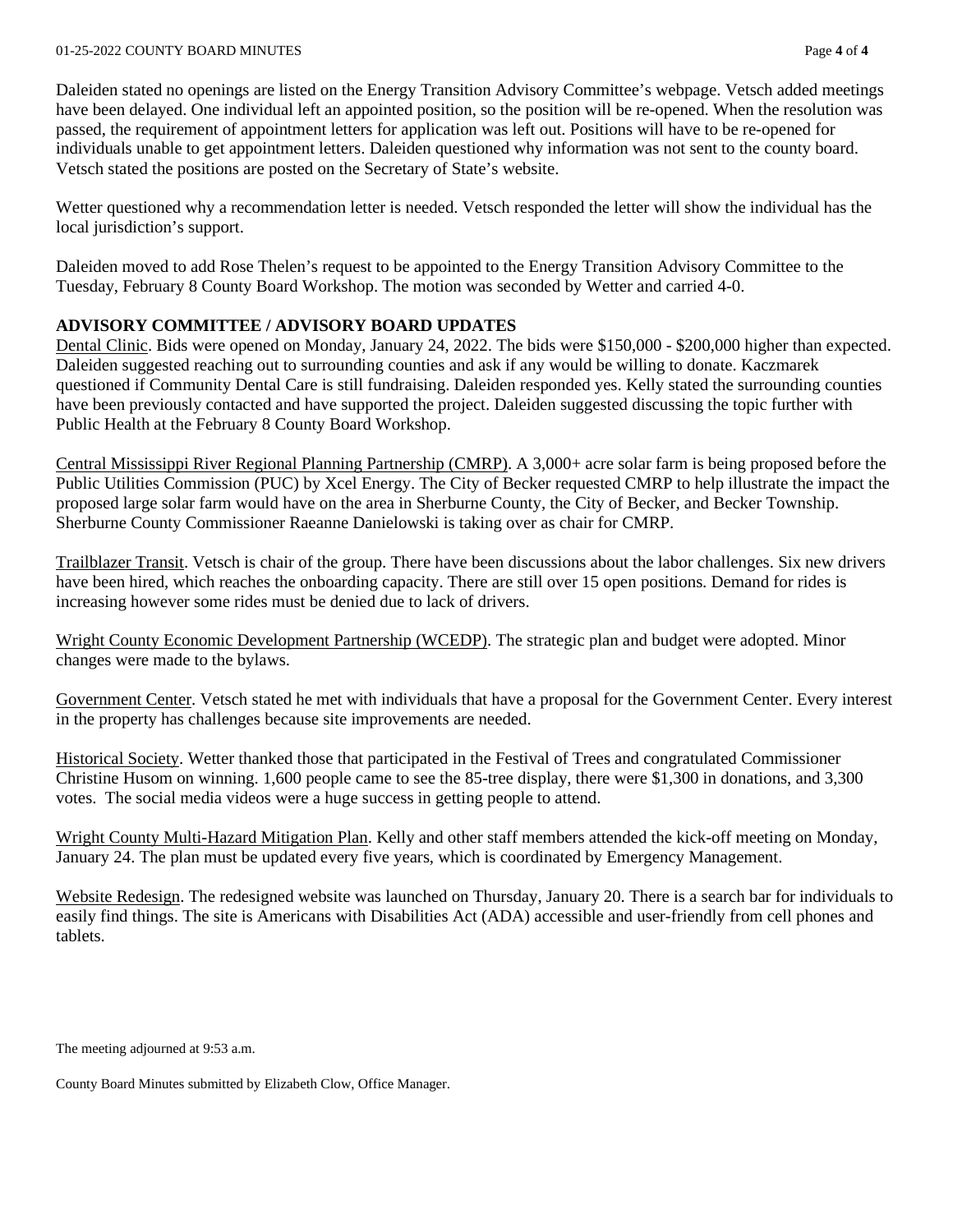Daleiden stated no openings are listed on the Energy Transition Advisory Committee's webpage. Vetsch added meetings have been delayed. One individual left an appointed position, so the position will be re-opened. When the resolution was passed, the requirement of appointment letters for application was left out. Positions will have to be re-opened for individuals unable to get appointment letters. Daleiden questioned why information was not sent to the county board. Vetsch stated the positions are posted on the Secretary of State's website.

Wetter questioned why a recommendation letter is needed. Vetsch responded the letter will show the individual has the local jurisdiction's support.

Daleiden moved to add Rose Thelen's request to be appointed to the Energy Transition Advisory Committee to the Tuesday, February 8 County Board Workshop. The motion was seconded by Wetter and carried 4-0.

**ADVISORY COMMITTEE / ADVISORY BOARD UPDATES**

Dental Clinic. Bids were opened on Monday, January 24, 2022. The bids were $150,000 - $200,000 higher than expected. Daleiden suggested reaching out to surrounding counties and ask if any would be willing to donate. Kaczmarek questioned if Community Dental Care is still fundraising. Daleiden responded yes. Kelly stated the surrounding counties have been previously contacted and have supported the project. Daleiden suggested discussing the topic further with Public Health at the February 8 County Board Workshop.

Central Mississippi River Regional Planning Partnership (CMRP). A 3,000+ acre solar farm is being proposed before the Public Utilities Commission (PUC) by Xcel Energy. The City of Becker requested CMRP to help illustrate the impact the proposed large solar farm would have on the area in Sherburne County, the City of Becker, and Becker Township. Sherburne County Commissioner Raeanne Danielowski is taking over as chair for CMRP.

Trailblazer Transit. Vetsch is chair of the group. There have been discussions about the labor challenges. Six new drivers have been hired, which reaches the onboarding capacity. There are still over 15 open positions. Demand for rides is increasing however some rides must be denied due to lack of drivers.

Wright County Economic Development Partnership (WCEDP). The strategic plan and budget were adopted. Minor changes were made to the bylaws.

Government Center. Vetsch stated he met with individuals that have a proposal for the Government Center. Every interest in the property has challenges because site improvements are needed.

Historical Society. Wetter thanked those that participated in the Festival of Trees and congratulated Commissioner Christine Husom on winning. 1,600 people came to see the 85-tree display, there were $1,300 in donations, and 3,300 votes. The social media videos were a huge success in getting people to attend.

Wright County Multi-Hazard Mitigation Plan. Kelly and other staff members attended the kick-off meeting on Monday, January 24. The plan must be updated every five years, which is coordinated by Emergency Management.

Website Redesign. The redesigned website was launched on Thursday, January 20. There is a search bar for individuals to easily find things. The site is Americans with Disabilities Act (ADA) accessible and user-friendly from cell phones and tablets.

The meeting adjourned at 9:53 a.m.

County Board Minutes submitted by Elizabeth Clow, Office Manager.